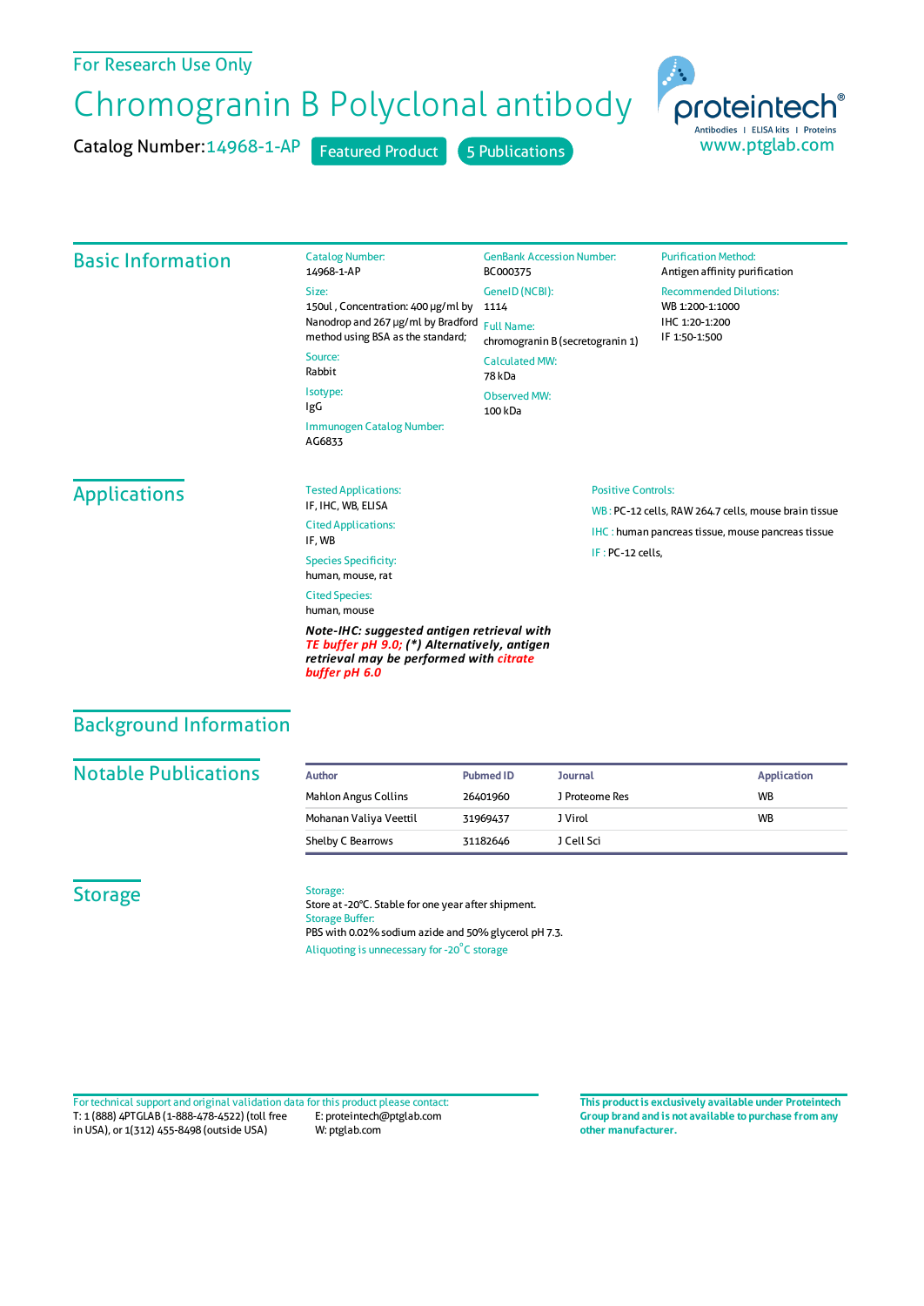For Research Use Only

# Chromogranin B Polyclonal antibody

Catalog Number: 14968-1-AP    Featured Product    5 Publications

proteintech® Antibodies | ELISA kits | Proteins
www.ptglab.com

## Basic Information

Catalog Number:
14968-1-AP

Size:
150ul , Concentration: 400 μg/ml by Nanodrop and 267 μg/ml by Bradford method using BSA as the standard;

Source:
Rabbit

Isotype:
IgG

Immunogen Catalog Number:
AG6833

GenBank Accession Number:
BC000375

GeneID (NCBI):
1114

Full Name:
chromogranin B (secretogranin 1)

Calculated MW:
78 kDa

Observed MW:
100 kDa

Purification Method:
Antigen affinity purification

Recommended Dilutions:
WB 1:200-1:1000
IHC 1:20-1:200
IF 1:50-1:500

## Applications

Tested Applications:
IF, IHC, WB, ELISA

Cited Applications:
IF, WB

Species Specificity:
human, mouse, rat

Cited Species:
human, mouse

***Note-IHC: suggested antigen retrieval with TE buffer pH 9.0; (*) Alternatively, antigen retrieval may be performed with citrate buffer pH 6.0***

Positive Controls:

WB : PC-12 cells, RAW 264.7 cells, mouse brain tissue

IHC : human pancreas tissue, mouse pancreas tissue

IF : PC-12 cells,

## Background Information

## Notable Publications

| Author | Pubmed ID | Journal | Application |
|---|---|---|---|
| Mahlon Angus Collins | 26401960 | J Proteome Res | WB |
| Mohanan Valiya Veettil | 31969437 | J Virol | WB |
| Shelby C Bearrows | 31182646 | J Cell Sci | |

## Storage

Storage:
Store at -20°C. Stable for one year after shipment.
Storage Buffer:
PBS with 0.02% sodium azide and 50% glycerol pH 7.3.
Aliquoting is unnecessary for -20°C storage

For technical support and original validation data for this product please contact:
T: 1 (888) 4PTGLAB (1-888-478-4522) (toll free in USA), or 1(312) 455-8498 (outside USA)
E: proteintech@ptglab.com
W: ptglab.com

**This product is exclusively available under Proteintech Group brand and is not available to purchase from any other manufacturer.**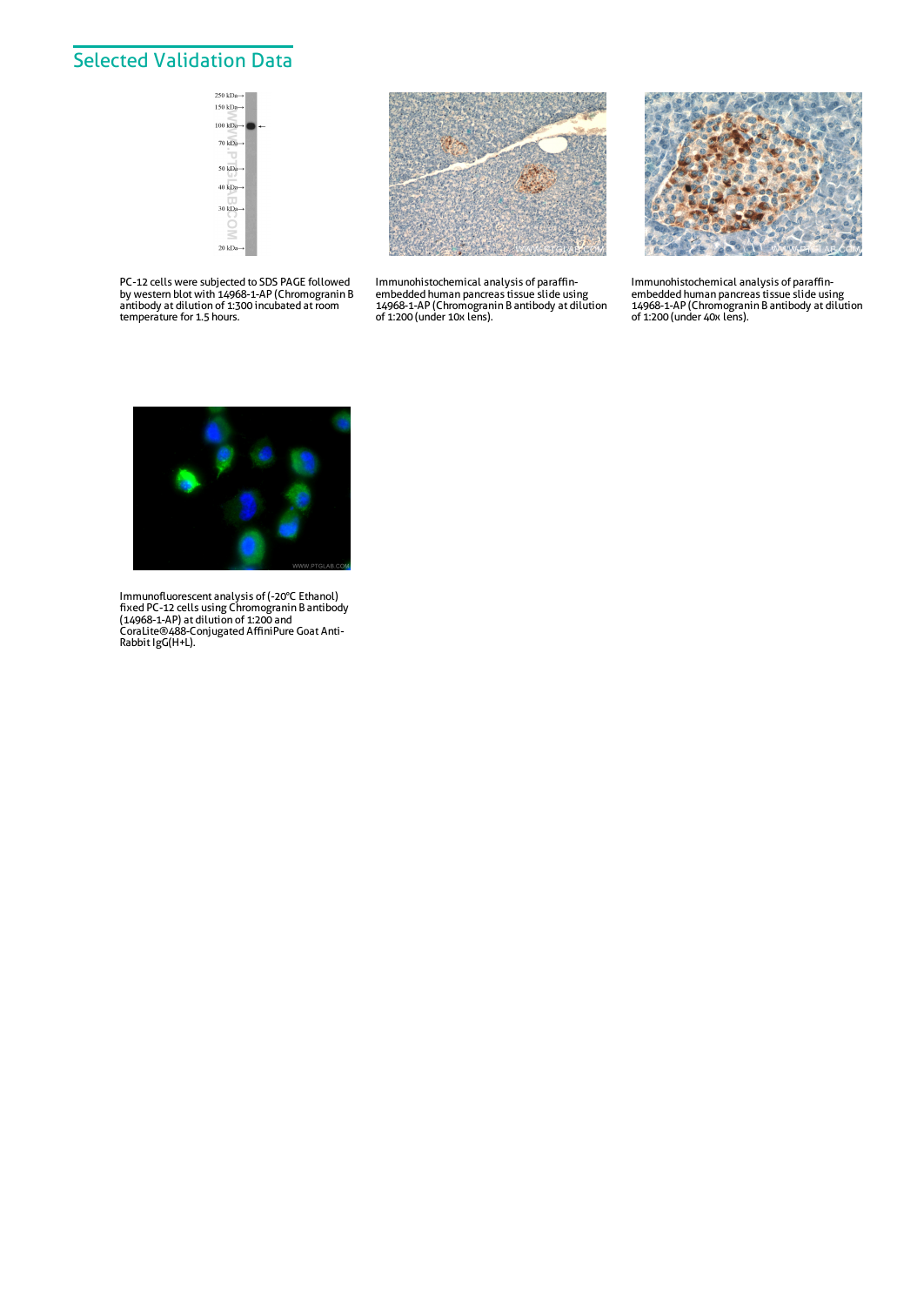## Selected Validation Data

250 kDa→
150 kDa→
100 kDa→
70 kDa→
50 kDa→
40 kDa→
30 kDa→
20 kDa→

PC-12 cells were subjected to SDS PAGE followed by western blot with 14968-1-AP (Chromogranin B antibody at dilution of 1:300 incubated at room temperature for 1.5 hours.

Immunohistochemical analysis of paraffin-embedded human pancreas tissue slide using 14968-1-AP (Chromogranin B antibody at dilution of 1:200 (under 10x lens).

Immunohistochemical analysis of paraffin-embedded human pancreas tissue slide using 14968-1-AP (Chromogranin B antibody at dilution of 1:200 (under 40x lens).

Immunofluorescent analysis of (-20°C Ethanol) fixed PC-12 cells using Chromogranin B antibody (14968-1-AP) at dilution of 1:200 and CoraLite®488-Conjugated AffiniPure Goat Anti-Rabbit IgG(H+L).